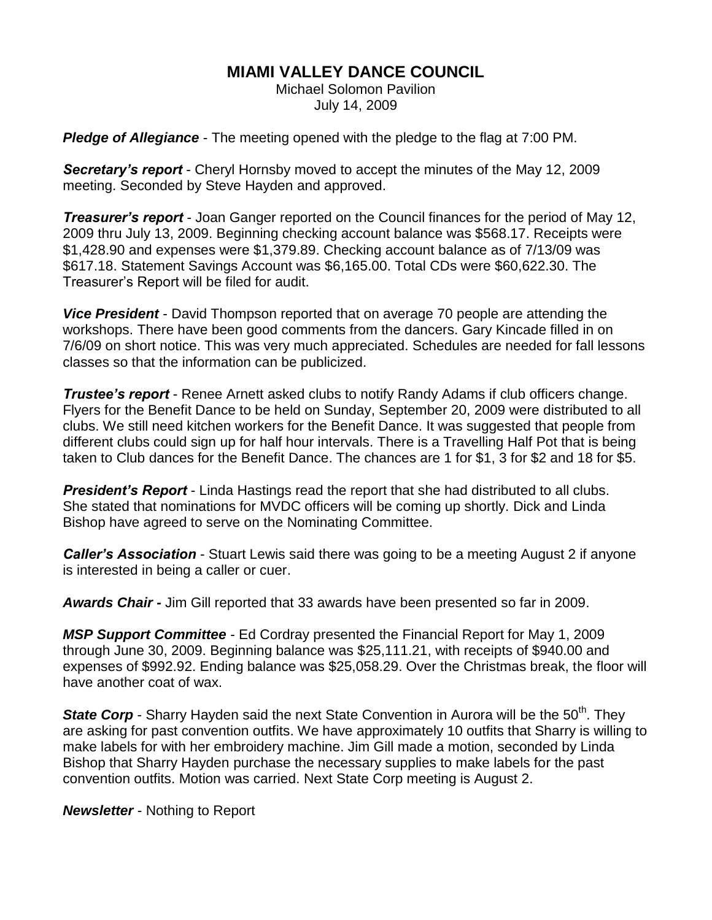# MIAMI VALLEY DANCE COUNCIL

Michael Solomon Pavilion
July 14, 2009

***Pledge of Allegiance*** - The meeting opened with the pledge to the flag at 7:00 PM.

***Secretary's report*** - Cheryl Hornsby moved to accept the minutes of the May 12, 2009 meeting. Seconded by Steve Hayden and approved.

***Treasurer's report*** - Joan Ganger reported on the Council finances for the period of May 12, 2009 thru July 13, 2009. Beginning checking account balance was \$568.17. Receipts were \$1,428.90 and expenses were \$1,379.89. Checking account balance as of 7/13/09 was \$617.18. Statement Savings Account was \$6,165.00. Total CDs were \$60,622.30. The Treasurer's Report will be filed for audit.

***Vice President*** - David Thompson reported that on average 70 people are attending the workshops. There have been good comments from the dancers. Gary Kincade filled in on 7/6/09 on short notice. This was very much appreciated. Schedules are needed for fall lessons classes so that the information can be publicized.

***Trustee's report*** - Renee Arnett asked clubs to notify Randy Adams if club officers change. Flyers for the Benefit Dance to be held on Sunday, September 20, 2009 were distributed to all clubs. We still need kitchen workers for the Benefit Dance. It was suggested that people from different clubs could sign up for half hour intervals. There is a Travelling Half Pot that is being taken to Club dances for the Benefit Dance. The chances are 1 for \$1, 3 for \$2 and 18 for \$5.

***President's Report*** - Linda Hastings read the report that she had distributed to all clubs. She stated that nominations for MVDC officers will be coming up shortly. Dick and Linda Bishop have agreed to serve on the Nominating Committee.

***Caller's Association*** - Stuart Lewis said there was going to be a meeting August 2 if anyone is interested in being a caller or cuer.

***Awards Chair -*** Jim Gill reported that 33 awards have been presented so far in 2009.

***MSP Support Committee*** - Ed Cordray presented the Financial Report for May 1, 2009 through June 30, 2009. Beginning balance was \$25,111.21, with receipts of \$940.00 and expenses of \$992.92. Ending balance was \$25,058.29. Over the Christmas break, the floor will have another coat of wax.

***State Corp*** - Sharry Hayden said the next State Convention in Aurora will be the 50th. They are asking for past convention outfits. We have approximately 10 outfits that Sharry is willing to make labels for with her embroidery machine. Jim Gill made a motion, seconded by Linda Bishop that Sharry Hayden purchase the necessary supplies to make labels for the past convention outfits. Motion was carried. Next State Corp meeting is August 2.

***Newsletter*** - Nothing to Report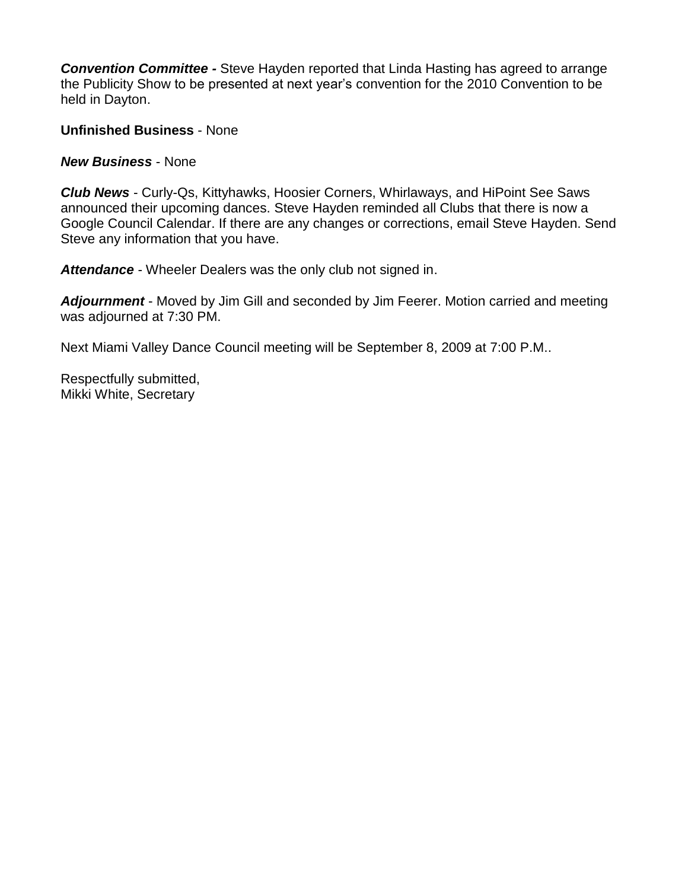***Convention Committee -*** Steve Hayden reported that Linda Hasting has agreed to arrange the Publicity Show to be presented at next year's convention for the 2010 Convention to be held in Dayton.

**Unfinished Business** - None

***New Business*** - None

***Club News*** - Curly-Qs, Kittyhawks, Hoosier Corners, Whirlaways, and HiPoint See Saws announced their upcoming dances. Steve Hayden reminded all Clubs that there is now a Google Council Calendar. If there are any changes or corrections, email Steve Hayden. Send Steve any information that you have.

***Attendance*** - Wheeler Dealers was the only club not signed in.

***Adjournment*** - Moved by Jim Gill and seconded by Jim Feerer. Motion carried and meeting was adjourned at 7:30 PM.

Next Miami Valley Dance Council meeting will be September 8, 2009 at 7:00 P.M..

Respectfully submitted,
Mikki White, Secretary